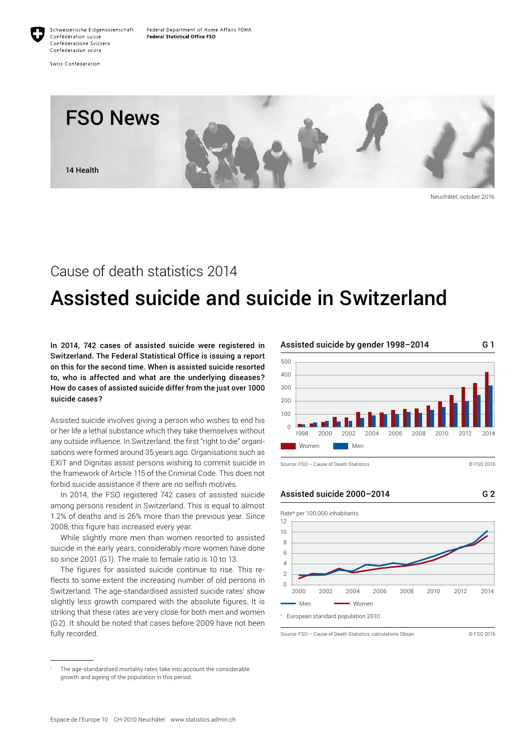Schweizerische Eidgenossenschaft
Confédération suisse
Confederazione Svizzera
Confederaziun svizra

Swiss Confederation

Federal Department of Home Affairs FDHA
**Federal Statistical Office FSO**

# FSO News

**14 Health**

Neuchâtel, october 2016

## Cause of death statistics 2014

# Assisted suicide and suicide in Switzerland

**In 2014, 742 cases of assisted suicide were registered in Switzerland. The Federal Statistical Office is issuing a report on this for the second time. When is assisted suicide resorted to, who is affected and what are the underlying diseases? How do cases of assisted suicide differ from the just over 1000 suicide cases?**

Assisted suicide involves giving a person who wishes to end his or her life a lethal substance which they take themselves without any outside influence. In Switzerland, the first "right to die" organisations were formed around 35 years ago. Organisations such as EXIT and Dignitas assist persons wishing to commit suicide in the framework of Article 115 of the Criminal Code. This does not forbid suicide assistance if there are no selfish motives.

In 2014, the FSO registered 742 cases of assisted suicide among persons resident in Switzerland. This is equal to almost 1.2% of deaths and is 26% more than the previous year. Since 2008, this figure has increased every year.

While slightly more men than women resorted to assisted suicide in the early years, considerably more women have done so since 2001 (G1). The male to female ratio is 10 to 13.

The figures for assisted suicide continue to rise. This reflects to some extent the increasing number of old persons in Switzerland. The age-standardised assisted suicide rates[1] show slightly less growth compared with the absolute figures. It is striking that these rates are very close for both men and women (G2). It should be noted that cases before 2009 have not been fully recorded.

**Assisted suicide by gender 1998–2014** G 1

Women / Men

Source: FSO – Cause of Death Statistics © FSO 2016

**Assisted suicide 2000–2014** G 2

Rate* per 100,000 inhabitants

Men / Women

\* European standard population 2010

Source: FSO – Cause of Death Statistics, calculations Obsan © FSO 2016

[1] The age-standardised mortality rates take into account the considerable growth and ageing of the population in this period.

Espace de l'Europe 10 CH-2010 Neuchâtel www.statistics.admin.ch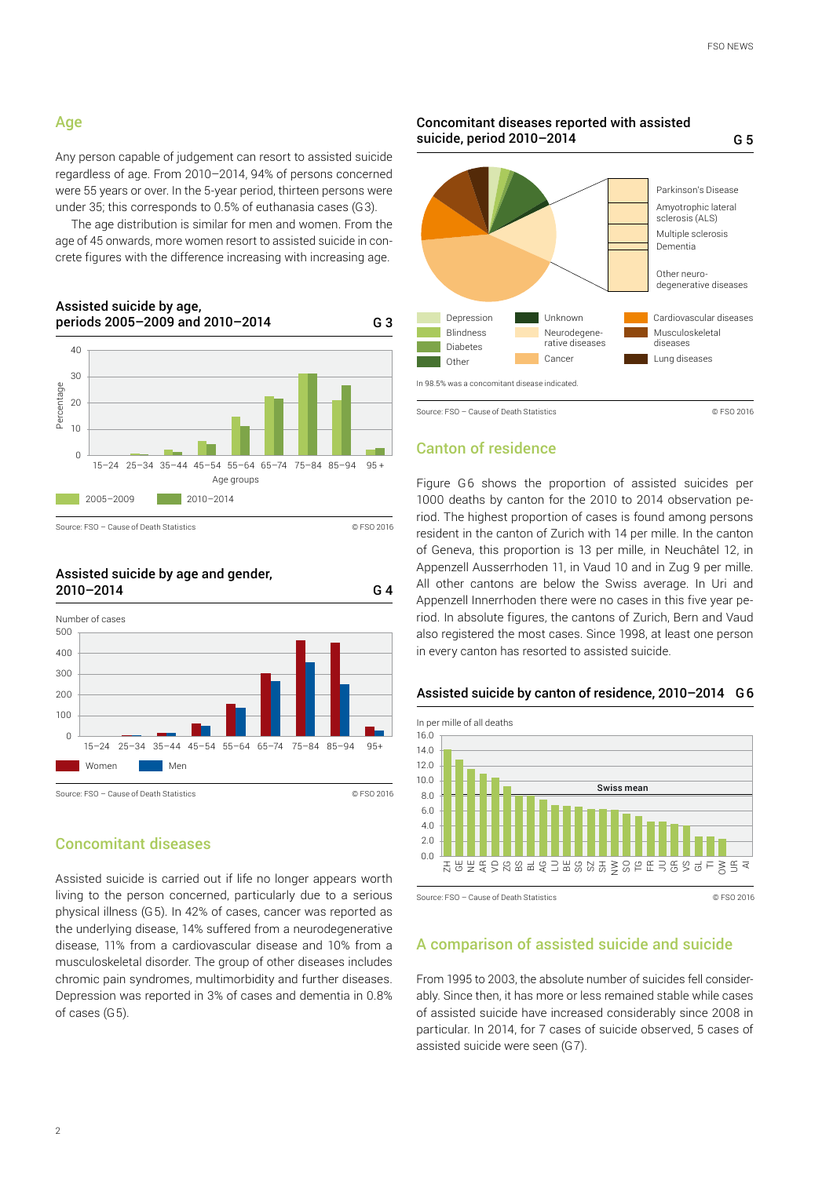## Age

Any person capable of judgement can resort to assisted suicide regardless of age. From 2010–2014, 94% of persons concerned were 55 years or over. In the 5-year period, thirteen persons were under 35; this corresponds to 0.5% of euthanasia cases (G3).

The age distribution is similar for men and women. From the age of 45 onwards, more women resort to assisted suicide in concrete figures with the difference increasing with increasing age.

### Assisted suicide by age, periods 2005–2009 and 2010–2014 — G 3

Percentage; Age groups: 15–24, 25–34, 35–44, 45–54, 55–64, 65–74, 75–84, 85–94, 95+. Series: 2005–2009, 2010–2014

Source: FSO – Cause of Death Statistics © FSO 2016

### Assisted suicide by age and gender, 2010–2014 — G 4

Number of cases; Age groups: 15–24, 25–34, 35–44, 45–54, 55–64, 65–74, 75–84, 85–94, 95+. Series: Women, Men

Source: FSO – Cause of Death Statistics © FSO 2016

## Concomitant diseases

Assisted suicide is carried out if life no longer appears worth living to the person concerned, particularly due to a serious physical illness (G5). In 42% of cases, cancer was reported as the underlying disease, 14% suffered from a neurodegenerative disease, 11% from a cardiovascular disease and 10% from a musculoskeletal disorder. The group of other diseases includes chronic pain syndromes, multimorbidity and further diseases. Depression was reported in 3% of cases and dementia in 0.8% of cases (G5).

### Concomitant diseases reported with assisted suicide, period 2010–2014 — G 5

Neurodegenerative diseases: Parkinson's Disease, Amyotrophic lateral sclerosis (ALS), Multiple sclerosis, Dementia, Other neurodegenerative diseases

Legend: Depression, Blindness, Diabetes, Other, Unknown, Neurodegenerative diseases, Cancer, Cardiovascular diseases, Musculoskeletal diseases, Lung diseases

In 98.5% was a concomitant disease indicated.

Source: FSO – Cause of Death Statistics © FSO 2016

## Canton of residence

Figure G6 shows the proportion of assisted suicides per 1000 deaths by canton for the 2010 to 2014 observation period. The highest proportion of cases is found among persons resident in the canton of Zurich with 14 per mille. In the canton of Geneva, this proportion is 13 per mille, in Neuchâtel 12, in Appenzell Ausserrhoden 11, in Vaud 10 and in Zug 9 per mille. All other cantons are below the Swiss average. In Uri and Appenzell Innerrhoden there were no cases in this five year period. In absolute figures, the cantons of Zurich, Bern and Vaud also registered the most cases. Since 1998, at least one person in every canton has resorted to assisted suicide.

### Assisted suicide by canton of residence, 2010–2014 — G 6

In per mille of all deaths; Cantons: ZH, GE, NE, AR, VD, ZG, BS, BL, AG, LU, BE, SG, SZ, SH, NW, SO, TG, FR, JU, GR, VS, GL, TI, OW, UR, AI; Swiss mean

Source: FSO – Cause of Death Statistics © FSO 2016

## A comparison of assisted suicide and suicide

From 1995 to 2003, the absolute number of suicides fell considerably. Since then, it has more or less remained stable while cases of assisted suicide have increased considerably since 2008 in particular. In 2014, for 7 cases of suicide observed, 5 cases of assisted suicide were seen (G7).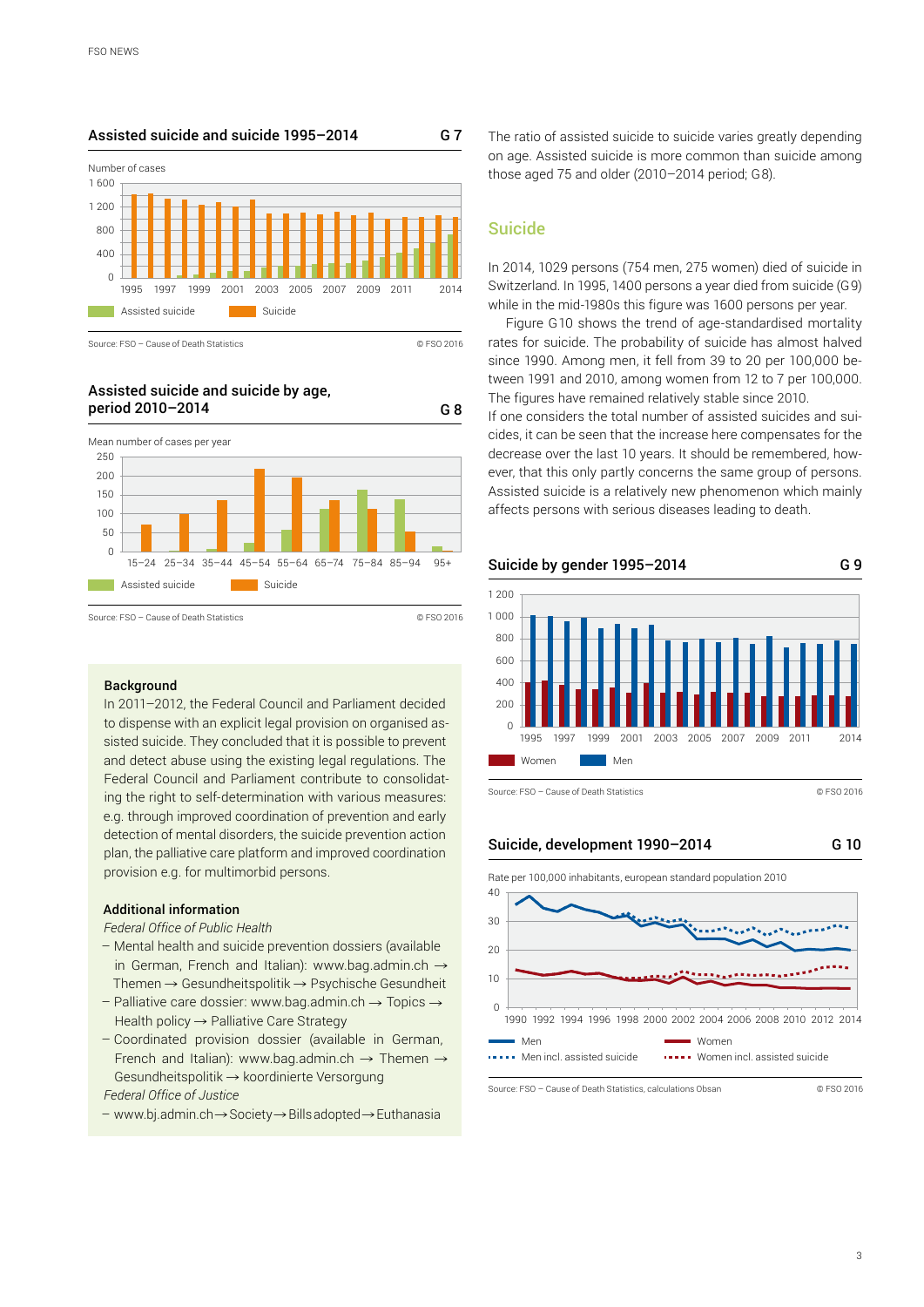## Assisted suicide and suicide 1995–2014 G 7

Number of cases

Legend: Assisted suicide, Suicide

Source: FSO – Cause of Death Statistics © FSO 2016

## Assisted suicide and suicide by age, period 2010–2014 G 8

Mean number of cases per year

Legend: Assisted suicide, Suicide

Source: FSO – Cause of Death Statistics © FSO 2016

### Background

In 2011–2012, the Federal Council and Parliament decided to dispense with an explicit legal provision on organised assisted suicide. They concluded that it is possible to prevent and detect abuse using the existing legal regulations. The Federal Council and Parliament contribute to consolidating the right to self-determination with various measures: e.g. through improved coordination of prevention and early detection of mental disorders, the suicide prevention action plan, the palliative care platform and improved coordination provision e.g. for multimorbid persons.

### Additional information

*Federal Office of Public Health*

- Mental health and suicide prevention dossiers (available in German, French and Italian): www.bag.admin.ch → Themen → Gesundheitspolitik → Psychische Gesundheit
- Palliative care dossier: www.bag.admin.ch → Topics → Health policy → Palliative Care Strategy
- Coordinated provision dossier (available in German, French and Italian): www.bag.admin.ch → Themen → Gesundheitspolitik → koordinierte Versorgung

*Federal Office of Justice*

- www.bj.admin.ch → Society → Bills adopted → Euthanasia

The ratio of assisted suicide to suicide varies greatly depending on age. Assisted suicide is more common than suicide among those aged 75 and older (2010–2014 period; G8).

## Suicide

In 2014, 1029 persons (754 men, 275 women) died of suicide in Switzerland. In 1995, 1400 persons a year died from suicide (G9) while in the mid-1980s this figure was 1600 persons per year.

Figure G10 shows the trend of age-standardised mortality rates for suicide. The probability of suicide has almost halved since 1990. Among men, it fell from 39 to 20 per 100,000 between 1991 and 2010, among women from 12 to 7 per 100,000. The figures have remained relatively stable since 2010.

If one considers the total number of assisted suicides and suicides, it can be seen that the increase here compensates for the decrease over the last 10 years. It should be remembered, however, that this only partly concerns the same group of persons. Assisted suicide is a relatively new phenomenon which mainly affects persons with serious diseases leading to death.

## Suicide by gender 1995–2014 G 9

Legend: Women, Men

Source: FSO – Cause of Death Statistics © FSO 2016

## Suicide, development 1990–2014 G 10

Rate per 100,000 inhabitants, european standard population 2010

Legend: Men, Women, Men incl. assisted suicide, Women incl. assisted suicide

Source: FSO – Cause of Death Statistics, calculations Obsan © FSO 2016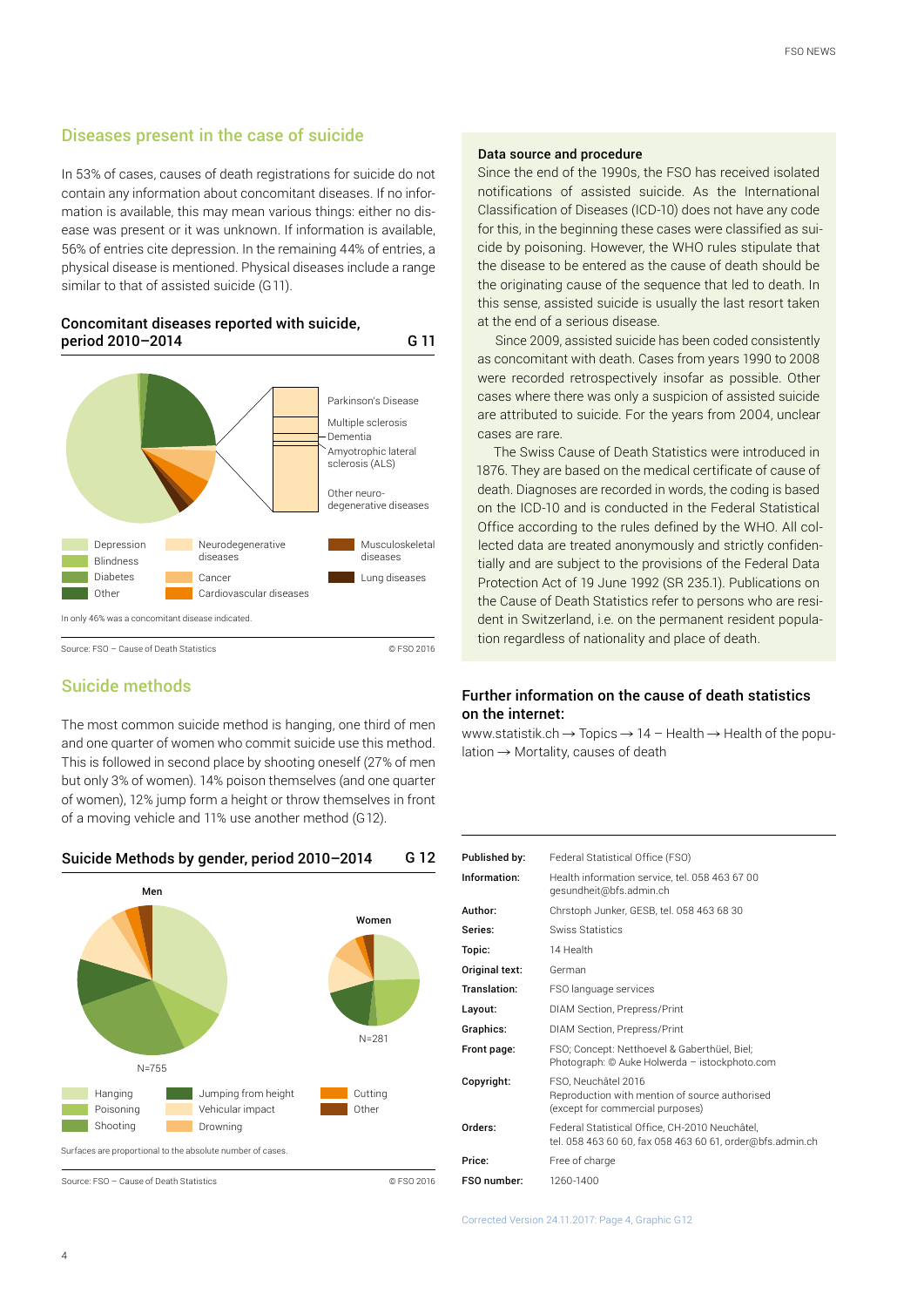## Diseases present in the case of suicide

In 53% of cases, causes of death registrations for suicide do not contain any information about concomitant diseases. If no information is available, this may mean various things: either no disease was present or it was unknown. If information is available, 56% of entries cite depression. In the remaining 44% of entries, a physical disease is mentioned. Physical diseases include a range similar to that of assisted suicide (G 11).

### Concomitant diseases reported with suicide, period 2010–2014 — G 11

Parkinson's Disease
Multiple sclerosis
Dementia
Amyotrophic lateral sclerosis (ALS)
Other neuro-degenerative diseases

Depression
Blindness
Diabetes
Other
Neurodegenerative diseases
Cancer
Cardiovascular diseases
Musculoskeletal diseases
Lung diseases

In only 46% was a concomitant disease indicated.

Source: FSO – Cause of Death Statistics © FSO 2016

## Suicide methods

The most common suicide method is hanging, one third of men and one quarter of women who commit suicide use this method. This is followed in second place by shooting oneself (27% of men but only 3% of women). 14% poison themselves (and one quarter of women), 12% jump form a height or throw themselves in front of a moving vehicle and 11% use another method (G 12).

### Suicide Methods by gender, period 2010–2014 — G 12

Men
N=755

Women
N=281

Hanging
Poisoning
Shooting
Jumping from height
Vehicular impact
Drowning
Cutting
Other

Surfaces are proportional to the absolute number of cases.

Source: FSO – Cause of Death Statistics © FSO 2016

### Data source and procedure

Since the end of the 1990s, the FSO has received isolated notifications of assisted suicide. As the International Classification of Diseases (ICD-10) does not have any code for this, in the beginning these cases were classified as suicide by poisoning. However, the WHO rules stipulate that the disease to be entered as the cause of death should be the originating cause of the sequence that led to death. In this sense, assisted suicide is usually the last resort taken at the end of a serious disease.

Since 2009, assisted suicide has been coded consistently as concomitant with death. Cases from years 1990 to 2008 were recorded retrospectively insofar as possible. Other cases where there was only a suspicion of assisted suicide are attributed to suicide. For the years from 2004, unclear cases are rare.

The Swiss Cause of Death Statistics were introduced in 1876. They are based on the medical certificate of cause of death. Diagnoses are recorded in words, the coding is based on the ICD-10 and is conducted in the Federal Statistical Office according to the rules defined by the WHO. All collected data are treated anonymously and strictly confidentially and are subject to the provisions of the Federal Data Protection Act of 19 June 1992 (SR 235.1). Publications on the Cause of Death Statistics refer to persons who are resident in Switzerland, i.e. on the permanent resident population regardless of nationality and place of death.

### Further information on the cause of death statistics on the internet:

www.statistik.ch → Topics → 14 – Health → Health of the population → Mortality, causes of death

| | |
|---|---|
| **Published by:** | Federal Statistical Office (FSO) |
| **Information:** | Health information service, tel. 058 463 67 00 gesundheit@bfs.admin.ch |
| **Author:** | Chrstoph Junker, GESB, tel. 058 463 68 30 |
| **Series:** | Swiss Statistics |
| **Topic:** | 14 Health |
| **Original text:** | German |
| **Translation:** | FSO language services |
| **Layout:** | DIAM Section, Prepress/Print |
| **Graphics:** | DIAM Section, Prepress/Print |
| **Front page:** | FSO; Concept: Netthoevel & Gaberthüel, Biel; Photograph: © Auke Holwerda – istockphoto.com |
| **Copyright:** | FSO, Neuchâtel 2016 Reproduction with mention of source authorised (except for commercial purposes) |
| **Orders:** | Federal Statistical Office, CH-2010 Neuchâtel, tel. 058 463 60 60, fax 058 463 60 61, order@bfs.admin.ch |
| **Price:** | Free of charge |
| **FSO number:** | 1260-1400 |

Corrected Version 24.11.2017: Page 4, Graphic G12